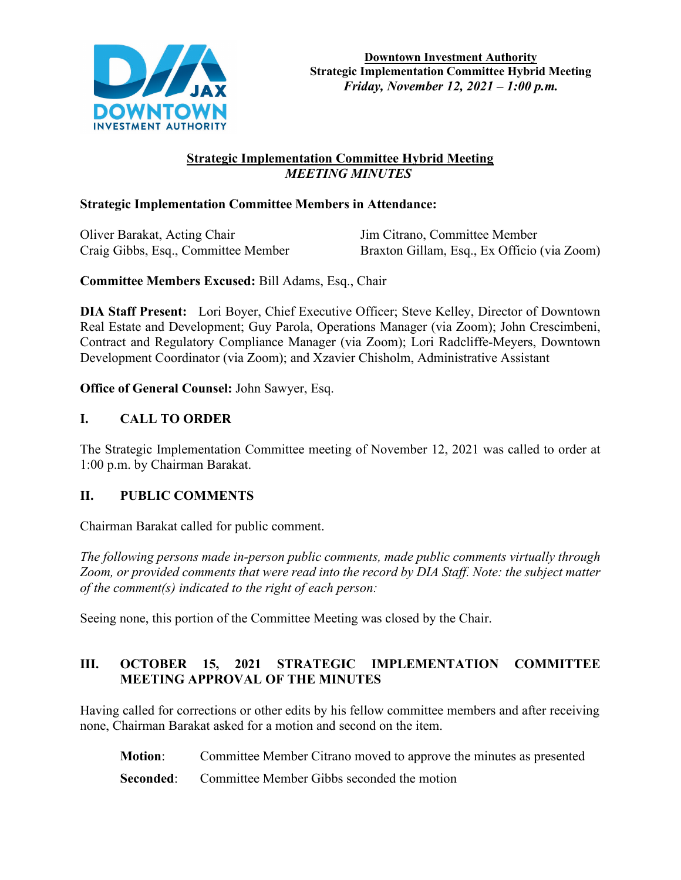**Downtown Investment Authority**
**Strategic Implementation Committee Hybrid Meeting**
***Friday, November 12, 2021 – 1:00 p.m.***

# Strategic Implementation Committee Hybrid Meeting
## *MEETING MINUTES*

**Strategic Implementation Committee Members in Attendance:**

Oliver Barakat, Acting Chair
Craig Gibbs, Esq., Committee Member
Jim Citrano, Committee Member
Braxton Gillam, Esq., Ex Officio (via Zoom)

**Committee Members Excused:** Bill Adams, Esq., Chair

**DIA Staff Present:** Lori Boyer, Chief Executive Officer; Steve Kelley, Director of Downtown Real Estate and Development; Guy Parola, Operations Manager (via Zoom); John Crescimbeni, Contract and Regulatory Compliance Manager (via Zoom); Lori Radcliffe-Meyers, Downtown Development Coordinator (via Zoom); and Xzavier Chisholm, Administrative Assistant

**Office of General Counsel:** John Sawyer, Esq.

## I. CALL TO ORDER

The Strategic Implementation Committee meeting of November 12, 2021 was called to order at 1:00 p.m. by Chairman Barakat.

## II. PUBLIC COMMENTS

Chairman Barakat called for public comment.

*The following persons made in-person public comments, made public comments virtually through Zoom, or provided comments that were read into the record by DIA Staff. Note: the subject matter of the comment(s) indicated to the right of each person:*

Seeing none, this portion of the Committee Meeting was closed by the Chair.

## III. OCTOBER 15, 2021 STRATEGIC IMPLEMENTATION COMMITTEE MEETING APPROVAL OF THE MINUTES

Having called for corrections or other edits by his fellow committee members and after receiving none, Chairman Barakat asked for a motion and second on the item.

**Motion**: Committee Member Citrano moved to approve the minutes as presented

**Seconded**: Committee Member Gibbs seconded the motion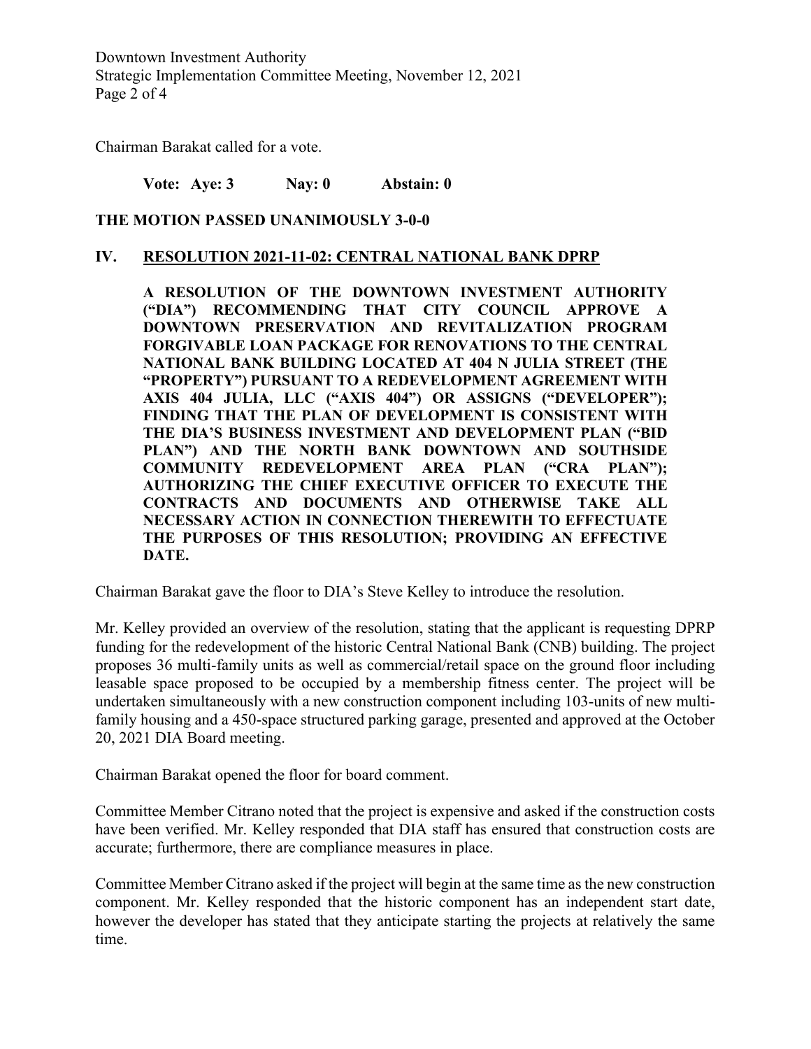Chairman Barakat called for a vote.

**Vote: Aye: 3 Nay: 0 Abstain: 0**

**THE MOTION PASSED UNANIMOUSLY 3-0-0**

## IV. RESOLUTION 2021-11-02: CENTRAL NATIONAL BANK DPRP

**A RESOLUTION OF THE DOWNTOWN INVESTMENT AUTHORITY ("DIA") RECOMMENDING THAT CITY COUNCIL APPROVE A DOWNTOWN PRESERVATION AND REVITALIZATION PROGRAM FORGIVABLE LOAN PACKAGE FOR RENOVATIONS TO THE CENTRAL NATIONAL BANK BUILDING LOCATED AT 404 N JULIA STREET (THE "PROPERTY") PURSUANT TO A REDEVELOPMENT AGREEMENT WITH AXIS 404 JULIA, LLC ("AXIS 404") OR ASSIGNS ("DEVELOPER"); FINDING THAT THE PLAN OF DEVELOPMENT IS CONSISTENT WITH THE DIA'S BUSINESS INVESTMENT AND DEVELOPMENT PLAN ("BID PLAN") AND THE NORTH BANK DOWNTOWN AND SOUTHSIDE COMMUNITY REDEVELOPMENT AREA PLAN ("CRA PLAN"); AUTHORIZING THE CHIEF EXECUTIVE OFFICER TO EXECUTE THE CONTRACTS AND DOCUMENTS AND OTHERWISE TAKE ALL NECESSARY ACTION IN CONNECTION THEREWITH TO EFFECTUATE THE PURPOSES OF THIS RESOLUTION; PROVIDING AN EFFECTIVE DATE.**

Chairman Barakat gave the floor to DIA's Steve Kelley to introduce the resolution.

Mr. Kelley provided an overview of the resolution, stating that the applicant is requesting DPRP funding for the redevelopment of the historic Central National Bank (CNB) building. The project proposes 36 multi-family units as well as commercial/retail space on the ground floor including leasable space proposed to be occupied by a membership fitness center. The project will be undertaken simultaneously with a new construction component including 103-units of new multi-family housing and a 450-space structured parking garage, presented and approved at the October 20, 2021 DIA Board meeting.

Chairman Barakat opened the floor for board comment.

Committee Member Citrano noted that the project is expensive and asked if the construction costs have been verified. Mr. Kelley responded that DIA staff has ensured that construction costs are accurate; furthermore, there are compliance measures in place.

Committee Member Citrano asked if the project will begin at the same time as the new construction component. Mr. Kelley responded that the historic component has an independent start date, however the developer has stated that they anticipate starting the projects at relatively the same time.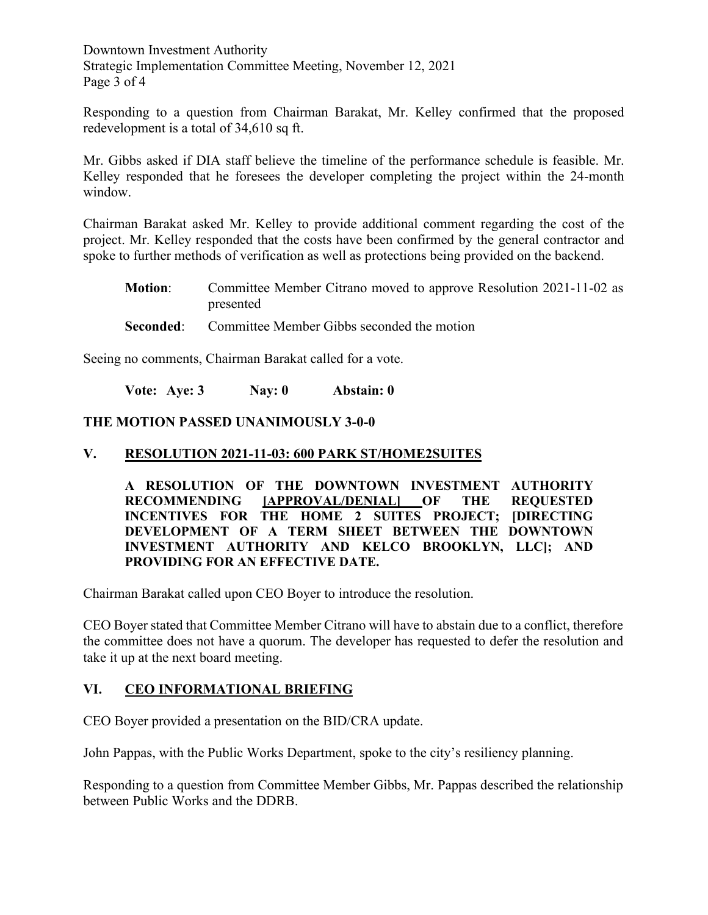Responding to a question from Chairman Barakat, Mr. Kelley confirmed that the proposed redevelopment is a total of 34,610 sq ft.

Mr. Gibbs asked if DIA staff believe the timeline of the performance schedule is feasible. Mr. Kelley responded that he foresees the developer completing the project within the 24-month window.

Chairman Barakat asked Mr. Kelley to provide additional comment regarding the cost of the project. Mr. Kelley responded that the costs have been confirmed by the general contractor and spoke to further methods of verification as well as protections being provided on the backend.

**Motion**: Committee Member Citrano moved to approve Resolution 2021-11-02 as presented

**Seconded**: Committee Member Gibbs seconded the motion

Seeing no comments, Chairman Barakat called for a vote.

**Vote: Aye: 3 Nay: 0 Abstain: 0**

**THE MOTION PASSED UNANIMOUSLY 3-0-0**

## V. RESOLUTION 2021-11-03: 600 PARK ST/HOME2SUITES

**A RESOLUTION OF THE DOWNTOWN INVESTMENT AUTHORITY RECOMMENDING [APPROVAL/DENIAL] OF THE REQUESTED INCENTIVES FOR THE HOME 2 SUITES PROJECT; [DIRECTING DEVELOPMENT OF A TERM SHEET BETWEEN THE DOWNTOWN INVESTMENT AUTHORITY AND KELCO BROOKLYN, LLC]; AND PROVIDING FOR AN EFFECTIVE DATE.**

Chairman Barakat called upon CEO Boyer to introduce the resolution.

CEO Boyer stated that Committee Member Citrano will have to abstain due to a conflict, therefore the committee does not have a quorum. The developer has requested to defer the resolution and take it up at the next board meeting.

## VI. CEO INFORMATIONAL BRIEFING

CEO Boyer provided a presentation on the BID/CRA update.

John Pappas, with the Public Works Department, spoke to the city's resiliency planning.

Responding to a question from Committee Member Gibbs, Mr. Pappas described the relationship between Public Works and the DDRB.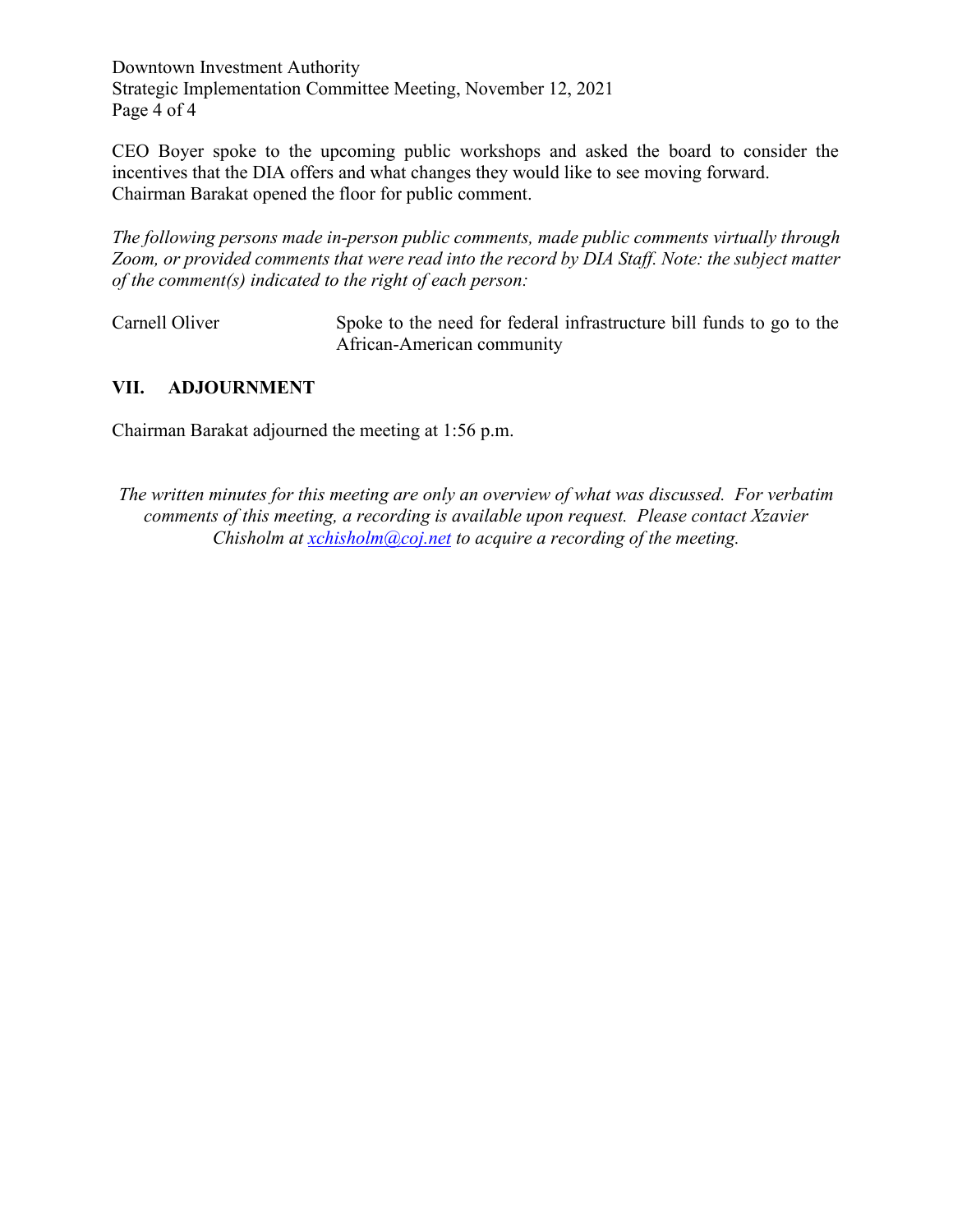CEO Boyer spoke to the upcoming public workshops and asked the board to consider the incentives that the DIA offers and what changes they would like to see moving forward. Chairman Barakat opened the floor for public comment.

*The following persons made in-person public comments, made public comments virtually through Zoom, or provided comments that were read into the record by DIA Staff. Note: the subject matter of the comment(s) indicated to the right of each person:*

| | |
|---|---|
| Carnell Oliver | Spoke to the need for federal infrastructure bill funds to go to the African-American community |

## VII. ADJOURNMENT

Chairman Barakat adjourned the meeting at 1:56 p.m.

*The written minutes for this meeting are only an overview of what was discussed. For verbatim comments of this meeting, a recording is available upon request. Please contact Xzavier Chisholm at xchisholm@coj.net to acquire a recording of the meeting.*